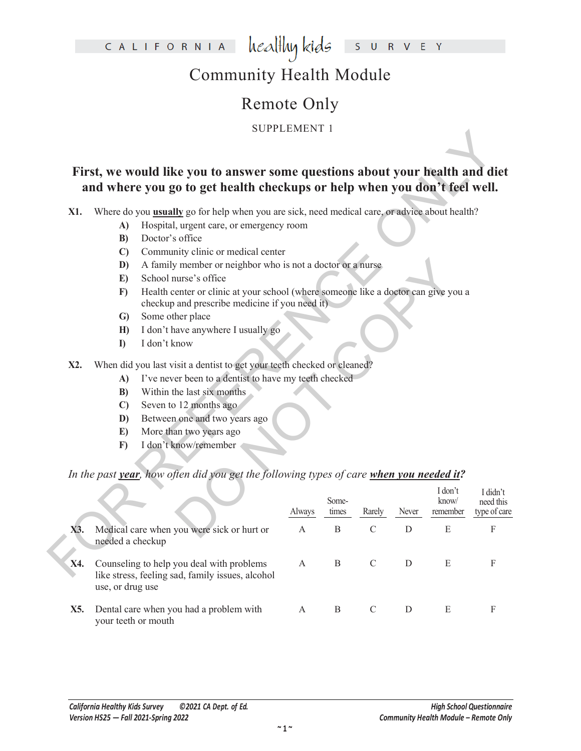CALIFORNIA healthy kids SURVEY

# Community Health Module

## Remote Only

SUPPLEMENT 1

### First, we would like you to answer some questions about your health and diet and where you go to get health checkups or help when you don't feel well.

**X1.** Where do you **usually** go for help when you are sick, need medical care, or advice about health?

- **A)** Hospital, urgent care, or emergency room
- **B)** Doctor's office
- **C)** Community clinic or medical center
- **D)** A family member or neighbor who is not a doctor or a nurse
- **E)** School nurse's office
- **F)** Health center or clinic at your school (where someone like a doctor can give you a checkup and prescribe medicine if you need it)
- **G)** Some other place
- **H)** I don't have anywhere I usually go
- **I)** I don't know

**X2.** When did you last visit a dentist to get your teeth checked or cleaned?

- **A)** I've never been to a dentist to have my teeth checked
- **B)** Within the last six months
- **C)** Seven to 12 months ago
- **D)** Between one and two years ago
- **E)** More than two years ago
- **F)** I don't know/remember

*In the past **year**, how often did you get the following types of care **when you needed it**?*

| | | Always | Sometimes | Rarely | Never | I don't know/ remember | I didn't need this type of care |
|---|---|---|---|---|---|---|---|
| **X3.** | Medical care when you were sick or hurt or needed a checkup | A | B | C | D | E | F |
| **X4.** | Counseling to help you deal with problems like stress, feeling sad, family issues, alcohol use, or drug use | A | B | C | D | E | F |
| **X5.** | Dental care when you had a problem with your teeth or mouth | A | B | C | D | E | F |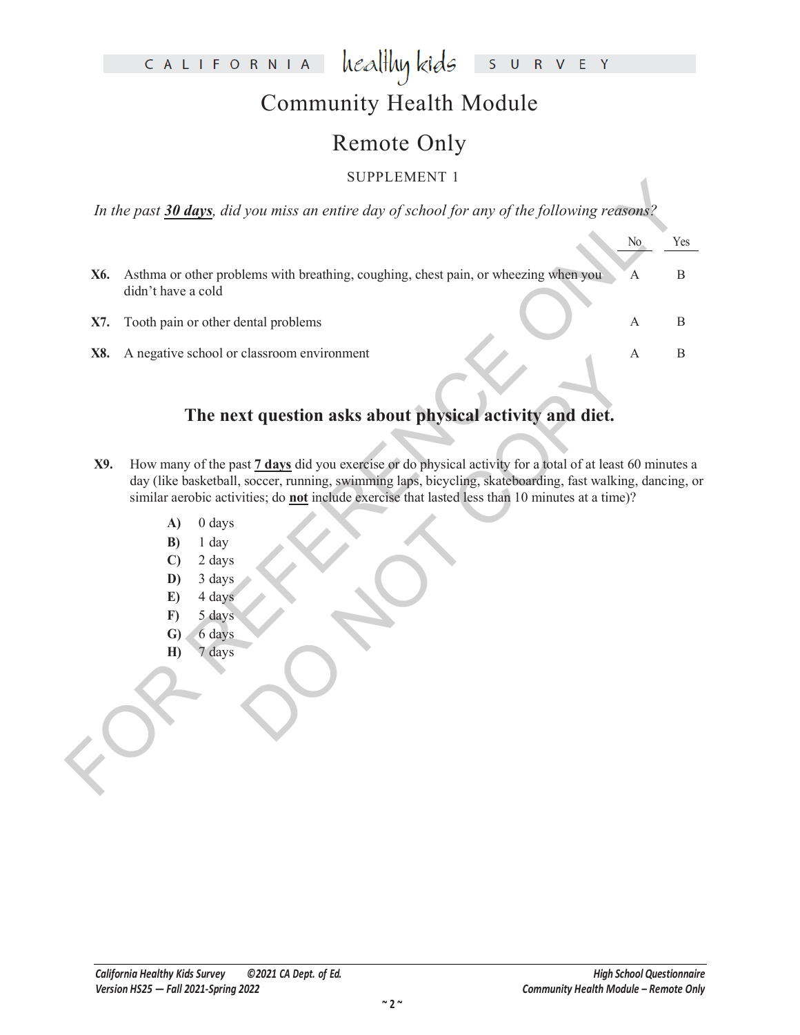# Community Health Module

## Remote Only

SUPPLEMENT 1

*In the past **30 days**, did you miss an entire day of school for any of the following reasons?*

| | | No | Yes |
|---|---|---|---|
| **X6.** | Asthma or other problems with breathing, coughing, chest pain, or wheezing when you didn't have a cold | A | B |
| **X7.** | Tooth pain or other dental problems | A | B |
| **X8.** | A negative school or classroom environment | A | B |

### The next question asks about physical activity and diet.

**X9.** How many of the past **7 days** did you exercise or do physical activity for a total of at least 60 minutes a day (like basketball, soccer, running, swimming laps, bicycling, skateboarding, fast walking, dancing, or similar aerobic activities; do **not** include exercise that lasted less than 10 minutes at a time)?

- **A)** 0 days
- **B)** 1 day
- **C)** 2 days
- **D)** 3 days
- **E)** 4 days
- **F)** 5 days
- **G)** 6 days
- **H)** 7 days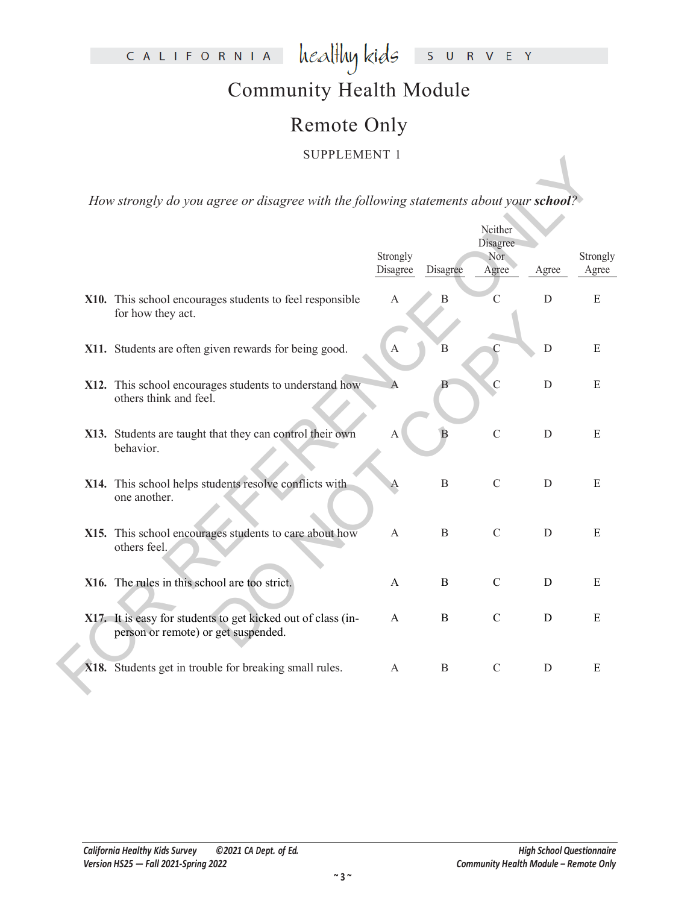# Community Health Module

## Remote Only

SUPPLEMENT 1

*How strongly do you agree or disagree with the following statements about your* ***school****?*

| | Strongly Disagree | Disagree | Neither Disagree Nor Agree | Agree | Strongly Agree |
|---|---|---|---|---|---|
| **X10.** This school encourages students to feel responsible for how they act. | A | B | C | D | E |
| **X11.** Students are often given rewards for being good. | A | B | C | D | E |
| **X12.** This school encourages students to understand how others think and feel. | A | B | C | D | E |
| **X13.** Students are taught that they can control their own behavior. | A | B | C | D | E |
| **X14.** This school helps students resolve conflicts with one another. | A | B | C | D | E |
| **X15.** This school encourages students to care about how others feel. | A | B | C | D | E |
| **X16.** The rules in this school are too strict. | A | B | C | D | E |
| **X17.** It is easy for students to get kicked out of class (in-person or remote) or get suspended. | A | B | C | D | E |
| **X18.** Students get in trouble for breaking small rules. | A | B | C | D | E |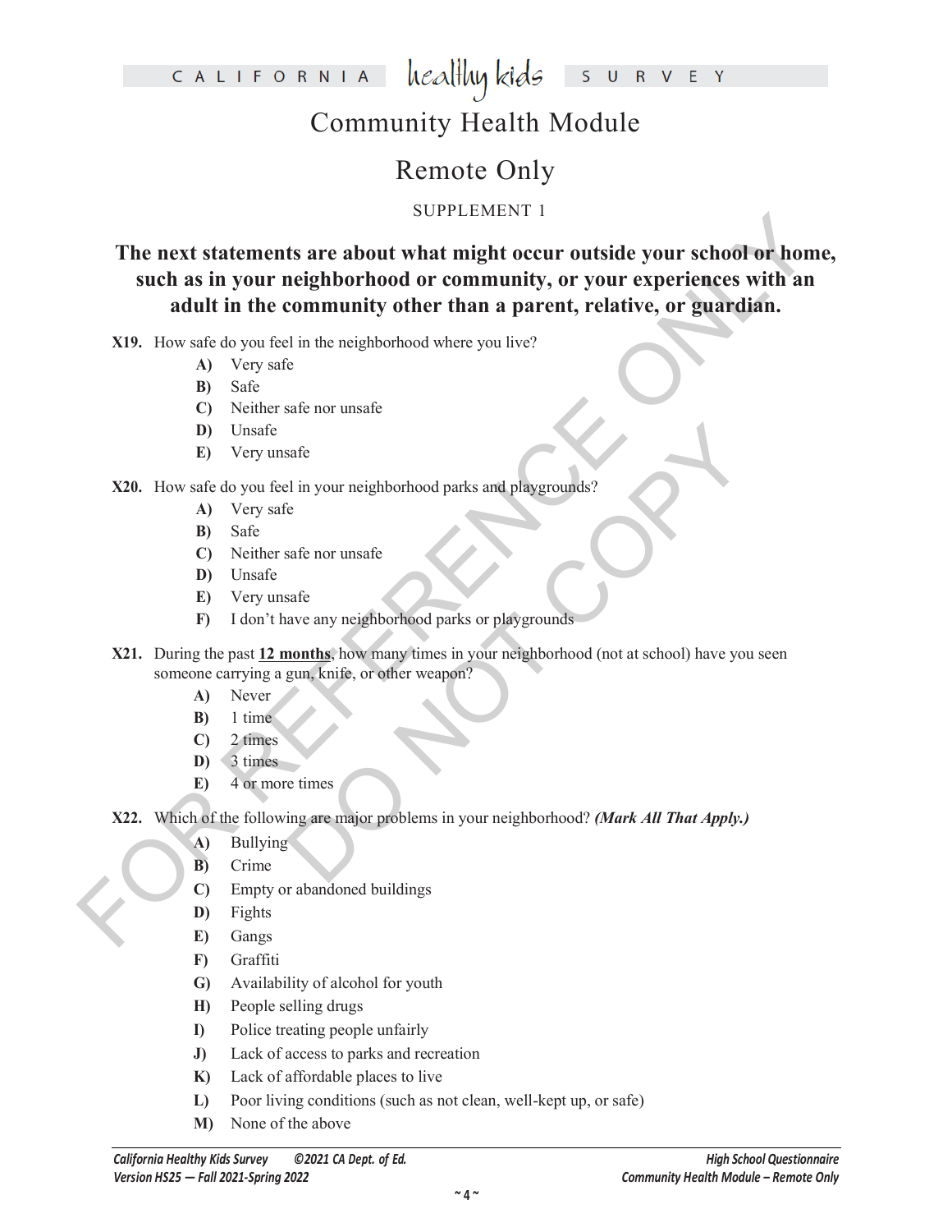# Community Health Module

## Remote Only

SUPPLEMENT 1

**The next statements are about what might occur outside your school or home, such as in your neighborhood or community, or your experiences with an adult in the community other than a parent, relative, or guardian.**

**X19.** How safe do you feel in the neighborhood where you live?

- **A)** Very safe
- **B)** Safe
- **C)** Neither safe nor unsafe
- **D)** Unsafe
- **E)** Very unsafe

**X20.** How safe do you feel in your neighborhood parks and playgrounds?

- **A)** Very safe
- **B)** Safe
- **C)** Neither safe nor unsafe
- **D)** Unsafe
- **E)** Very unsafe
- **F)** I don't have any neighborhood parks or playgrounds

**X21.** During the past **12 months**, how many times in your neighborhood (not at school) have you seen someone carrying a gun, knife, or other weapon?

- **A)** Never
- **B)** 1 time
- **C)** 2 times
- **D)** 3 times
- **E)** 4 or more times

**X22.** Which of the following are major problems in your neighborhood? ***(Mark All That Apply.)***

- **A)** Bullying
- **B)** Crime
- **C)** Empty or abandoned buildings
- **D)** Fights
- **E)** Gangs
- **F)** Graffiti
- **G)** Availability of alcohol for youth
- **H)** People selling drugs
- **I)** Police treating people unfairly
- **J)** Lack of access to parks and recreation
- **K)** Lack of affordable places to live
- **L)** Poor living conditions (such as not clean, well-kept up, or safe)
- **M)** None of the above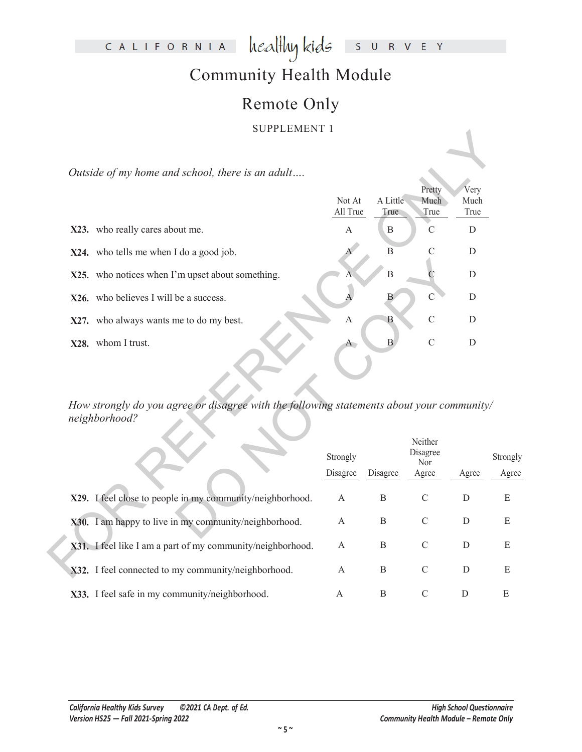# Community Health Module

## Remote Only

SUPPLEMENT 1

*Outside of my home and school, there is an adult….*

| | Not At All True | A Little True | Pretty Much True | Very Much True |
|---|---|---|---|---|
| **X23.** who really cares about me. | A | B | C | D |
| **X24.** who tells me when I do a good job. | A | B | C | D |
| **X25.** who notices when I'm upset about something. | A | B | C | D |
| **X26.** who believes I will be a success. | A | B | C | D |
| **X27.** who always wants me to do my best. | A | B | C | D |
| **X28.** whom I trust. | A | B | C | D |

*How strongly do you agree or disagree with the following statements about your community/neighborhood?*

| | Strongly Disagree | Disagree | Neither Disagree Nor Agree | Agree | Strongly Agree |
|---|---|---|---|---|---|
| **X29.** I feel close to people in my community/neighborhood. | A | B | C | D | E |
| **X30.** I am happy to live in my community/neighborhood. | A | B | C | D | E |
| **X31.** I feel like I am a part of my community/neighborhood. | A | B | C | D | E |
| **X32.** I feel connected to my community/neighborhood. | A | B | C | D | E |
| **X33.** I feel safe in my community/neighborhood. | A | B | C | D | E |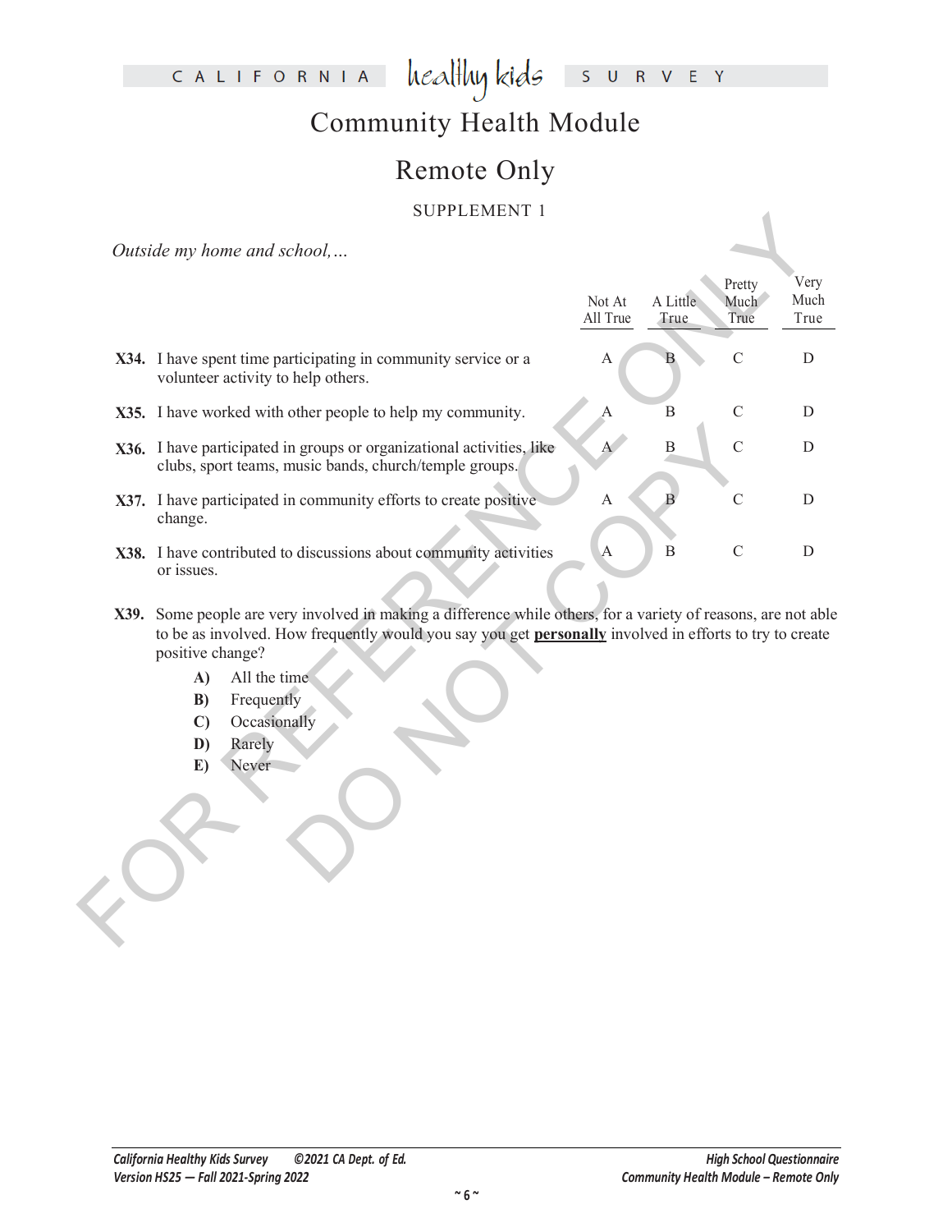# Community Health Module

## Remote Only

SUPPLEMENT 1

*Outside my home and school,…*

| | Not At All True | A Little True | Pretty Much True | Very Much True |
|---|---|---|---|---|
| **X34.** I have spent time participating in community service or a volunteer activity to help others. | A | B | C | D |
| **X35.** I have worked with other people to help my community. | A | B | C | D |
| **X36.** I have participated in groups or organizational activities, like clubs, sport teams, music bands, church/temple groups. | A | B | C | D |
| **X37.** I have participated in community efforts to create positive change. | A | B | C | D |
| **X38.** I have contributed to discussions about community activities or issues. | A | B | C | D |

**X39.** Some people are very involved in making a difference while others, for a variety of reasons, are not able to be as involved. How frequently would you say you get **personally** involved in efforts to try to create positive change?

- **A)** All the time
- **B)** Frequently
- **C)** Occasionally
- **D)** Rarely
- **E)** Never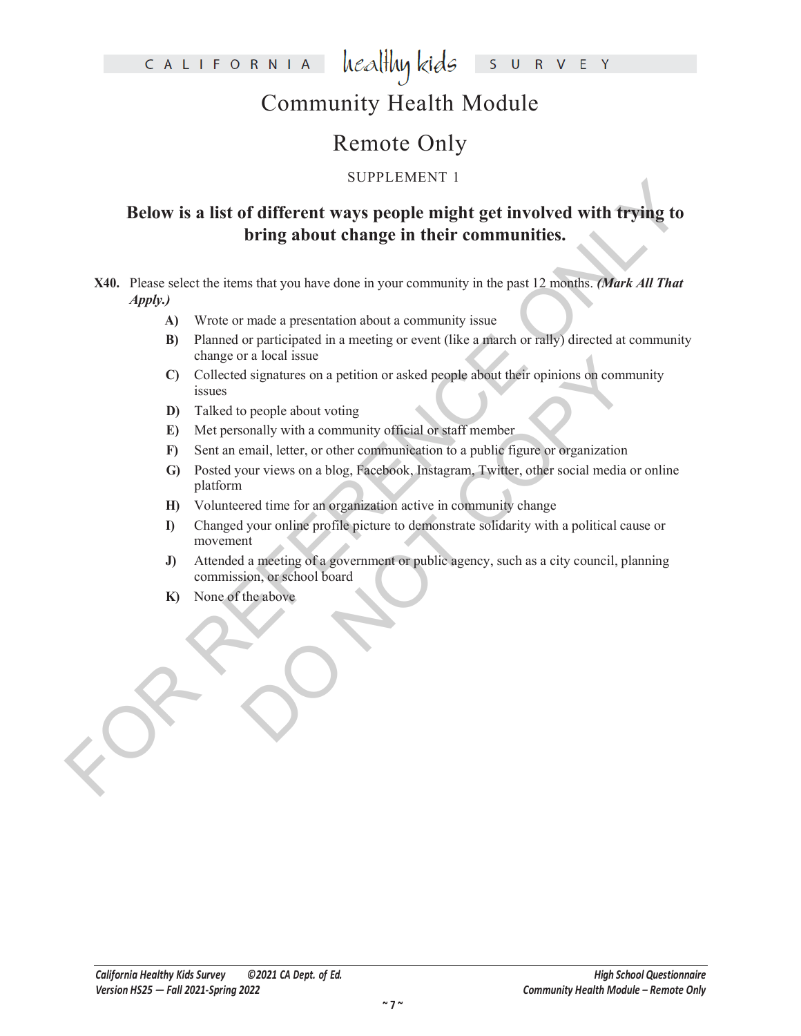# Community Health Module

## Remote Only

SUPPLEMENT 1

### Below is a list of different ways people might get involved with trying to bring about change in their communities.

**X40.** Please select the items that you have done in your community in the past 12 months. ***(Mark All That Apply.)***

- **A)** Wrote or made a presentation about a community issue
- **B)** Planned or participated in a meeting or event (like a march or rally) directed at community change or a local issue
- **C)** Collected signatures on a petition or asked people about their opinions on community issues
- **D)** Talked to people about voting
- **E)** Met personally with a community official or staff member
- **F)** Sent an email, letter, or other communication to a public figure or organization
- **G)** Posted your views on a blog, Facebook, Instagram, Twitter, other social media or online platform
- **H)** Volunteered time for an organization active in community change
- **I)** Changed your online profile picture to demonstrate solidarity with a political cause or movement
- **J)** Attended a meeting of a government or public agency, such as a city council, planning commission, or school board
- **K)** None of the above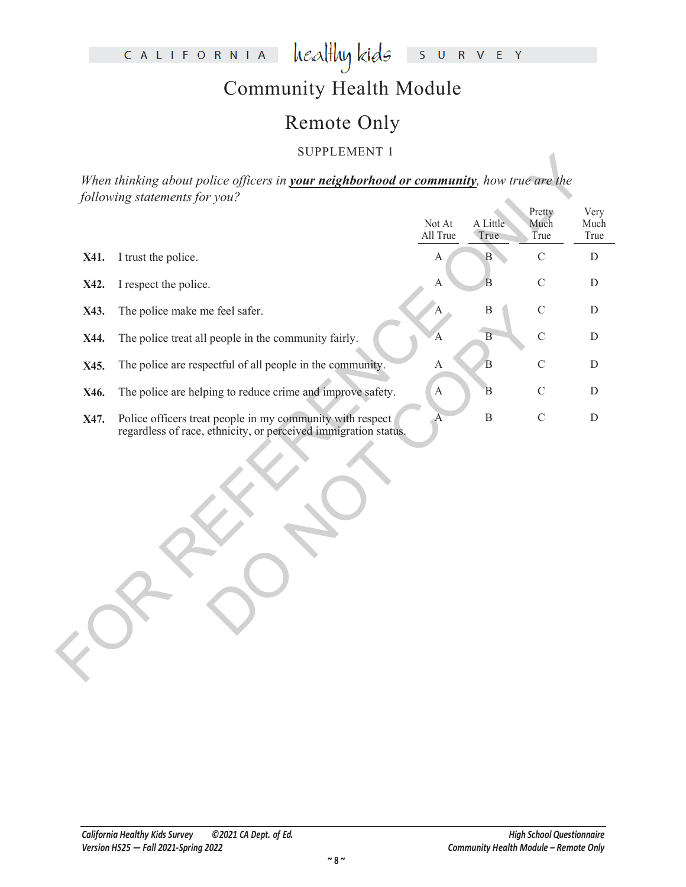CALIFORNIA healthy kids SURVEY

# Community Health Module

## Remote Only

SUPPLEMENT 1

*When thinking about police officers in* ***your neighborhood or community****, how true are the following statements for you?*

| | | Not At All True | A Little True | Pretty Much True | Very Much True |
|---|---|---|---|---|---|
| **X41.** | I trust the police. | A | B | C | D |
| **X42.** | I respect the police. | A | B | C | D |
| **X43.** | The police make me feel safer. | A | B | C | D |
| **X44.** | The police treat all people in the community fairly. | A | B | C | D |
| **X45.** | The police are respectful of all people in the community. | A | B | C | D |
| **X46.** | The police are helping to reduce crime and improve safety. | A | B | C | D |
| **X47.** | Police officers treat people in my community with respect regardless of race, ethnicity, or perceived immigration status. | A | B | C | D |

FOR REFERENCE ONLY
DO NOT COPY